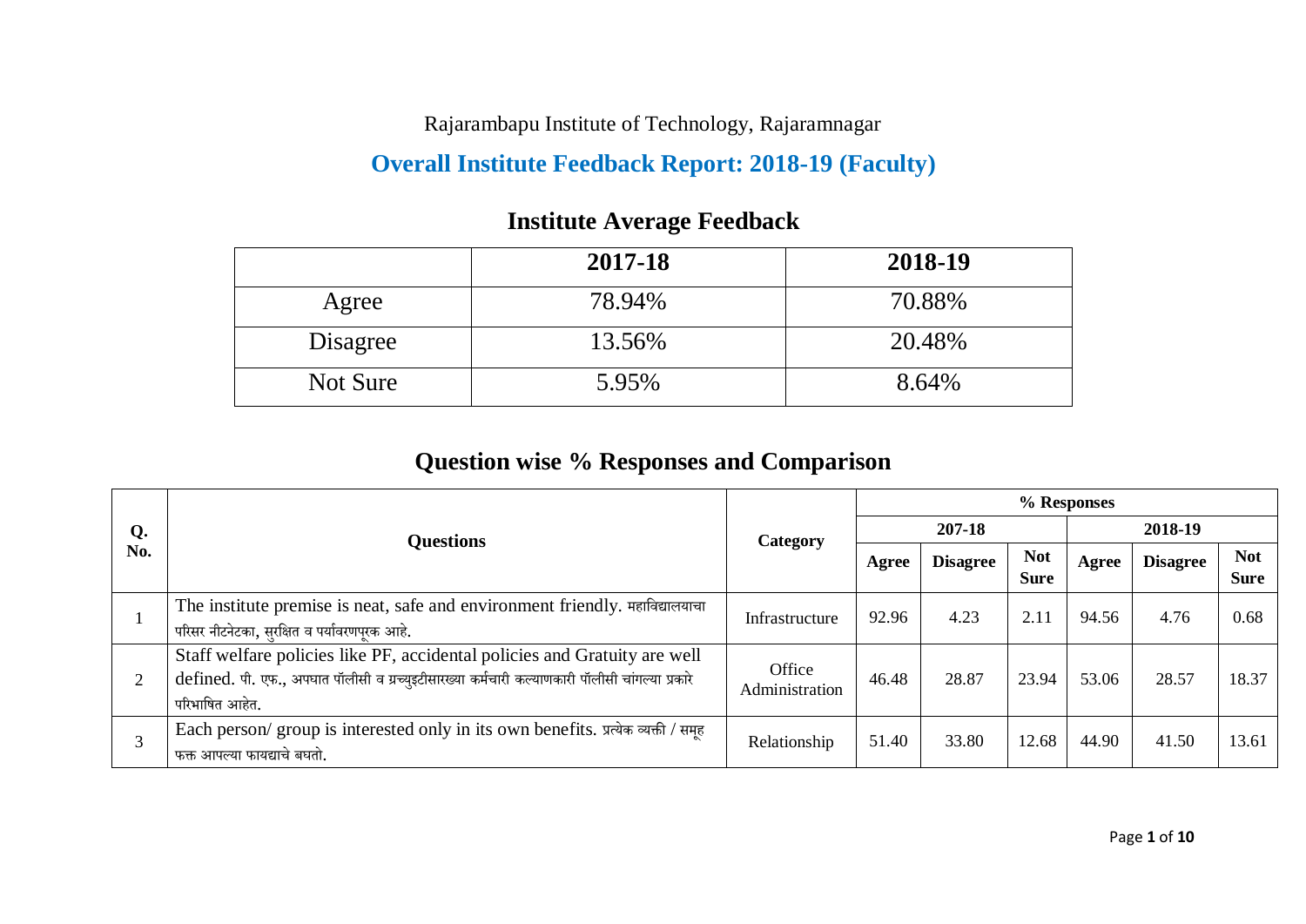Rajarambapu Institute of Technology, Rajaramnagar

# Overall Institute Feedback Report: 2018-19 (Faculty)

## Institute Average Feedback

| | 2017-18 | 2018-19 |
|---|---|---|
| Agree | 78.94% | 70.88% |
| Disagree | 13.56% | 20.48% |
| Not Sure | 5.95% | 8.64% |

## Question wise % Responses and Comparison

| Q. No. | Questions | Category | % Responses | | | | | |
|---|---|---|---|---|---|---|---|---|
| | | | 207-18 | | | 2018-19 | | |
| | | | Agree | Disagree | Not Sure | Agree | Disagree | Not Sure |
| 1 | The institute premise is neat, safe and environment friendly. महाविद्यालयाचा परिसर नीटनेटका, सुरक्षित व पर्यावरणपूरक आहे. | Infrastructure | 92.96 | 4.23 | 2.11 | 94.56 | 4.76 | 0.68 |
| 2 | Staff welfare policies like PF, accidental policies and Gratuity are well defined. पी. एफ., अपघात पॉलीसी व ग्रच्युइटीसारख्या कर्मचारी कल्याणकारी पॉलीसी चांगल्या प्रकारे परिभाषित आहेत. | Office Administration | 46.48 | 28.87 | 23.94 | 53.06 | 28.57 | 18.37 |
| 3 | Each person/ group is interested only in its own benefits. प्रत्येक व्यक्ती / समूह फक्त आपल्या फायद्याचे बघतो. | Relationship | 51.40 | 33.80 | 12.68 | 44.90 | 41.50 | 13.61 |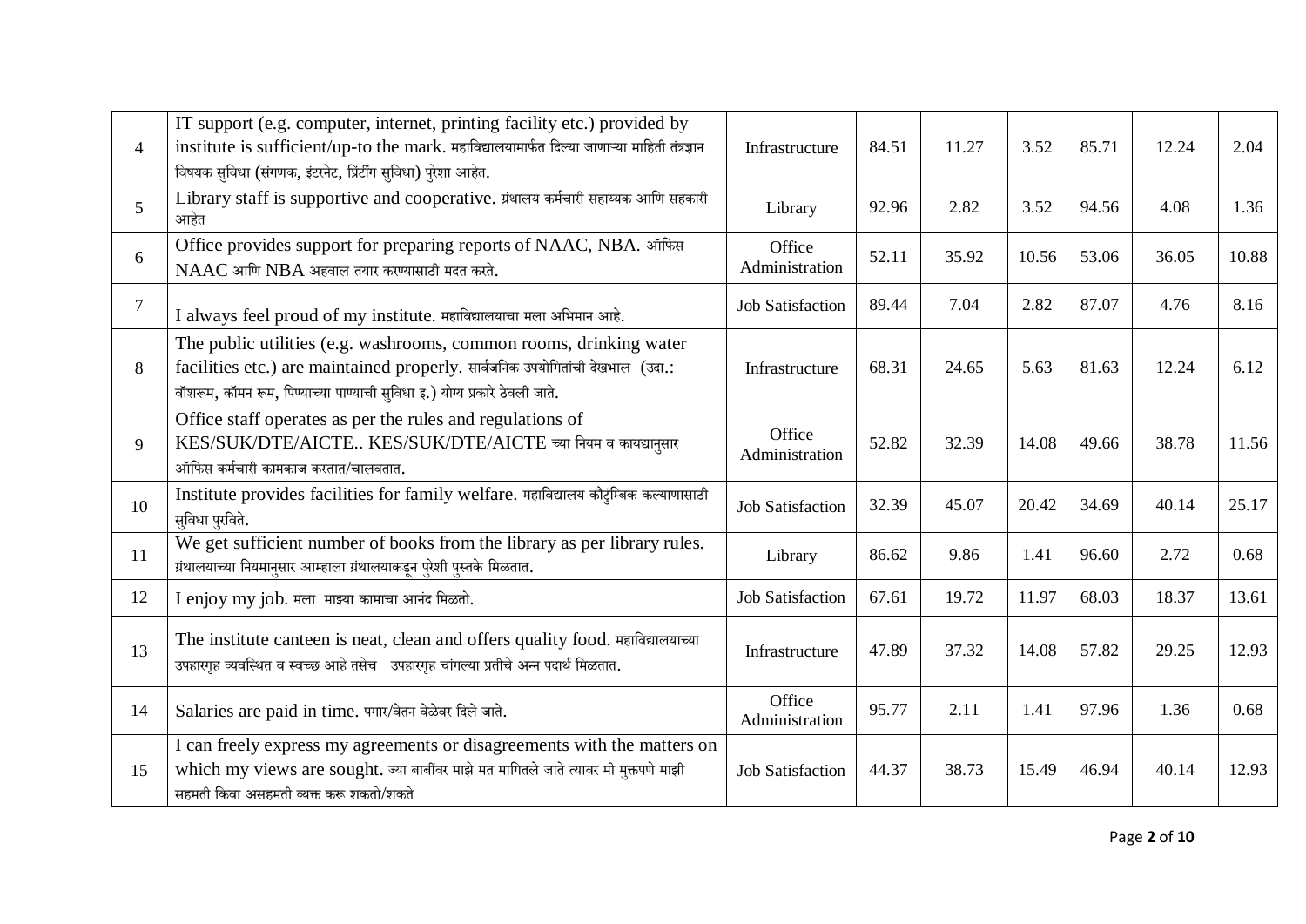| 4 | IT support (e.g. computer, internet, printing facility etc.) provided by institute is sufficient/up-to the mark. महाविद्यालयामार्फत दिल्या जाणाऱ्या माहिती तंत्रज्ञान विषयक सुविधा (संगणक, इंटरनेट, प्रिंटींग सुविधा) पुरेशा आहेत. | Infrastructure | 84.51 | 11.27 | 3.52 | 85.71 | 12.24 | 2.04 |
|---|---|---|---|---|---|---|---|---|
| 5 | Library staff is supportive and cooperative. ग्रंथालय कर्मचारी सहाय्यक आणि सहकारी आहेत | Library | 92.96 | 2.82 | 3.52 | 94.56 | 4.08 | 1.36 |
| 6 | Office provides support for preparing reports of NAAC, NBA. ऑफिस NAAC आणि NBA अहवाल तयार करण्यासाठी मदत करते. | Office Administration | 52.11 | 35.92 | 10.56 | 53.06 | 36.05 | 10.88 |
| 7 | I always feel proud of my institute. महाविद्यालयाचा मला अभिमान आहे. | Job Satisfaction | 89.44 | 7.04 | 2.82 | 87.07 | 4.76 | 8.16 |
| 8 | The public utilities (e.g. washrooms, common rooms, drinking water facilities etc.) are maintained properly. सार्वजनिक उपयोगितांची देखभाल (उदा.: वॉशरूम, कॉमन रूम, पिण्याच्या पाण्याची सुविधा इ.) योग्य प्रकारे ठेवली जाते. | Infrastructure | 68.31 | 24.65 | 5.63 | 81.63 | 12.24 | 6.12 |
| 9 | Office staff operates as per the rules and regulations of KES/SUK/DTE/AICTE.. KES/SUK/DTE/AICTE च्या नियम व कायद्यानुसार ऑफिस कर्मचारी कामकाज करतात/चालवतात. | Office Administration | 52.82 | 32.39 | 14.08 | 49.66 | 38.78 | 11.56 |
| 10 | Institute provides facilities for family welfare. महाविद्यालय कौटुंम्बिक कल्याणासाठी सुविधा पुरविते. | Job Satisfaction | 32.39 | 45.07 | 20.42 | 34.69 | 40.14 | 25.17 |
| 11 | We get sufficient number of books from the library as per library rules. ग्रंथालयाच्या नियमानुसार आम्हाला ग्रंथालयाकडून पुरेशी पुस्तके मिळतात. | Library | 86.62 | 9.86 | 1.41 | 96.60 | 2.72 | 0.68 |
| 12 | I enjoy my job. मला माझ्या कामाचा आनंद मिळतो. | Job Satisfaction | 67.61 | 19.72 | 11.97 | 68.03 | 18.37 | 13.61 |
| 13 | The institute canteen is neat, clean and offers quality food. महाविद्यालयाच्या उपहारगृह व्यवस्थित व स्वच्छ आहे तसेच उपहारगृह चांगल्या प्रतीचे अन्न पदार्थ मिळतात. | Infrastructure | 47.89 | 37.32 | 14.08 | 57.82 | 29.25 | 12.93 |
| 14 | Salaries are paid in time. पगार/वेतन वेळेवर दिले जाते. | Office Administration | 95.77 | 2.11 | 1.41 | 97.96 | 1.36 | 0.68 |
| 15 | I can freely express my agreements or disagreements with the matters on which my views are sought. ज्या बाबींवर माझे मत मागितले जाते त्यावर मी मुक्तपणे माझी सहमती किवा असहमती व्यक्त करू शकतो/शकते | Job Satisfaction | 44.37 | 38.73 | 15.49 | 46.94 | 40.14 | 12.93 |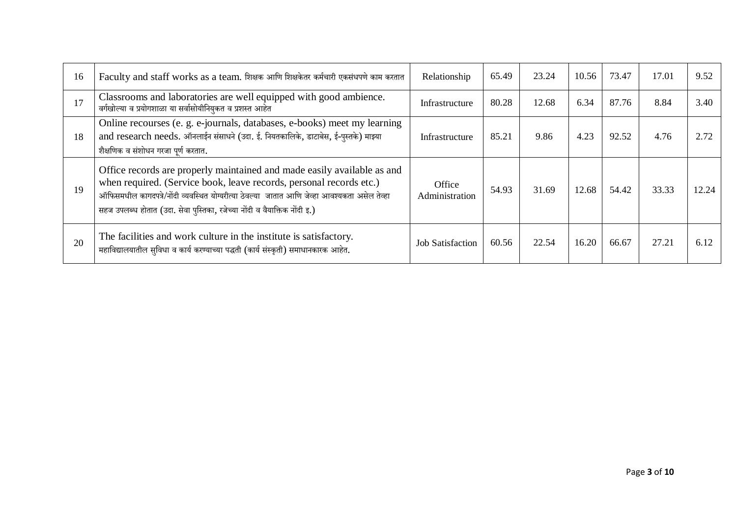| 16 | Faculty and staff works as a team. शिक्षक आणि शिक्षकेतर कर्मचारी एकसंधपणे काम करतात | Relationship | 65.49 | 23.24 | 10.56 | 73.47 | 17.01 | 9.52 |
|---|---|---|---|---|---|---|---|---|
| 17 | Classrooms and laboratories are well equipped with good ambience. वर्गखोल्या व प्रयोगशाळा या सर्वासोयीनियुकत व प्रशस्त आहेत | Infrastructure | 80.28 | 12.68 | 6.34 | 87.76 | 8.84 | 3.40 |
| 18 | Online recourses (e. g. e-journals, databases, e-books) meet my learning and research needs. ऑनलाईन संसाधने (उदा. ई. नियतकालिके, डाटाबेस, ई-पुस्तके) माझ्या शैक्षणिक व संशोधन गरजा पूर्ण करतात. | Infrastructure | 85.21 | 9.86 | 4.23 | 92.52 | 4.76 | 2.72 |
| 19 | Office records are properly maintained and made easily available as and when required. (Service book, leave records, personal records etc.) ऑफिसमधील कागदपत्रे/नोंदी व्यवस्थित योग्यरीत्या ठेवल्या जातात आणि जेव्हा आवश्यकता असेल तेव्हा सहज उपलब्ध होतात (उदा. सेवा पुस्तिका, रजेच्या नोंदी व वैयाक्तिक नोंदी इ.) | Office Administration | 54.93 | 31.69 | 12.68 | 54.42 | 33.33 | 12.24 |
| 20 | The facilities and work culture in the institute is satisfactory. महाविद्यालयातील सुविधा व कार्य करण्याच्या पद्धती (कार्य संस्कृती) समाधानकारक आहेत. | Job Satisfaction | 60.56 | 22.54 | 16.20 | 66.67 | 27.21 | 6.12 |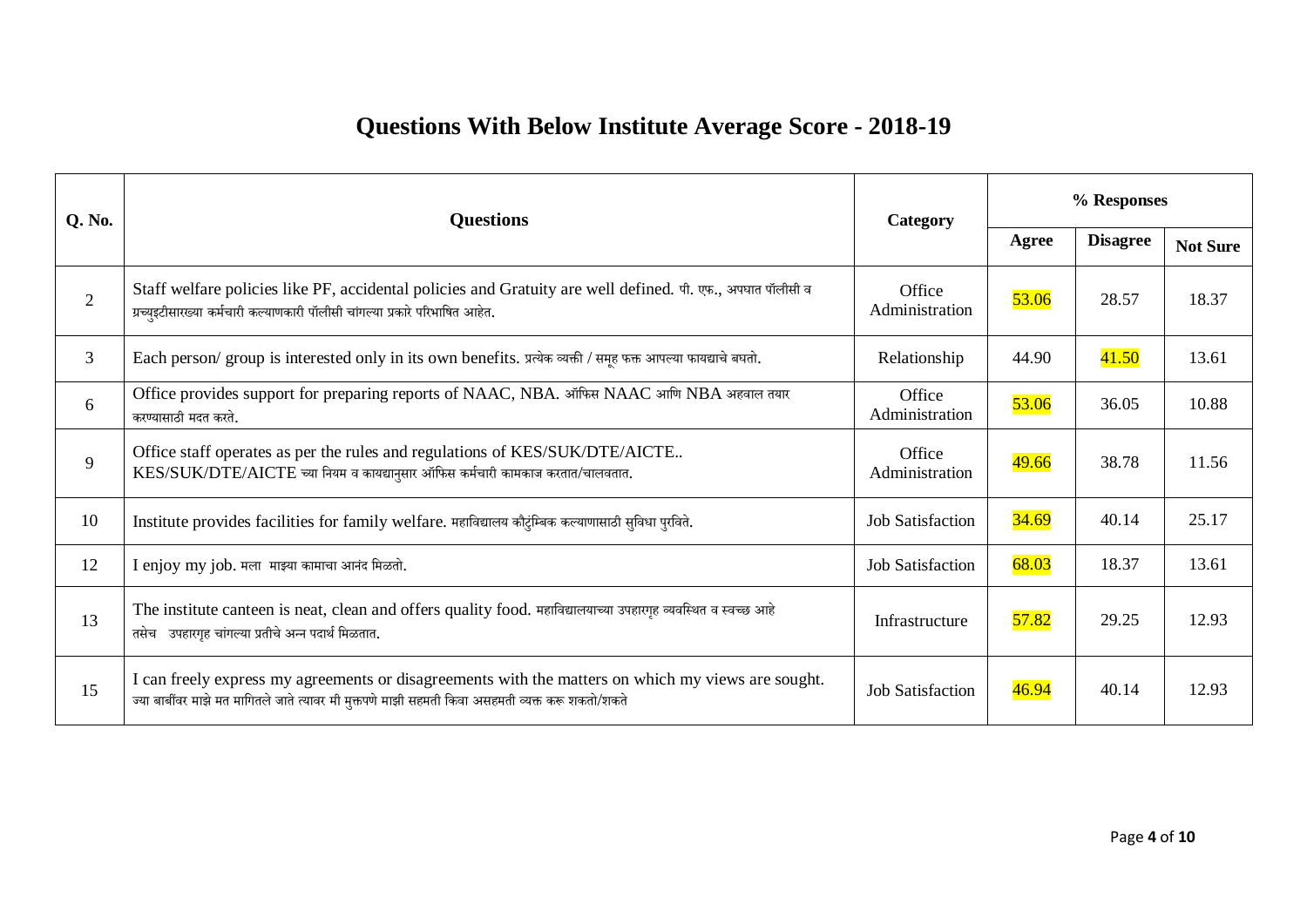# Questions With Below Institute Average Score - 2018-19

| Q. No. | Questions | Category | % Responses | | |
|---|---|---|---|---|---|
| | | | Agree | Disagree | Not Sure |
| 2 | Staff welfare policies like PF, accidental policies and Gratuity are well defined. पी. एफ., अपघात पॉलीसी व ग्रच्युइटीसारख्या कर्मचारी कल्याणकारी पॉलीसी चांगल्या प्रकारे परिभाषित आहेत. | Office Administration | 53.06 | 28.57 | 18.37 |
| 3 | Each person/ group is interested only in its own benefits. प्रत्येक व्यक्ती / समूह फक्त आपल्या फायद्याचे बघतो. | Relationship | 44.90 | 41.50 | 13.61 |
| 6 | Office provides support for preparing reports of NAAC, NBA. ऑफिस NAAC आणि NBA अहवाल तयार करण्यासाठी मदत करते. | Office Administration | 53.06 | 36.05 | 10.88 |
| 9 | Office staff operates as per the rules and regulations of KES/SUK/DTE/AICTE.. KES/SUK/DTE/AICTE च्या नियम व कायद्यानुसार ऑफिस कर्मचारी कामकाज करतात/चालवतात. | Office Administration | 49.66 | 38.78 | 11.56 |
| 10 | Institute provides facilities for family welfare. महाविद्यालय कौटुंम्बिक कल्याणासाठी सुविधा पुरविते. | Job Satisfaction | 34.69 | 40.14 | 25.17 |
| 12 | I enjoy my job. मला माझ्या कामाचा आनंद मिळतो. | Job Satisfaction | 68.03 | 18.37 | 13.61 |
| 13 | The institute canteen is neat, clean and offers quality food. महाविद्यालयाच्या उपहारगृह व्यवस्थित व स्वच्छ आहे तसेच उपहारगृह चांगल्या प्रतीचे अन्न पदार्थ मिळतात. | Infrastructure | 57.82 | 29.25 | 12.93 |
| 15 | I can freely express my agreements or disagreements with the matters on which my views are sought. ज्या बाबींवर माझे मत मागितले जाते त्यावर मी मुक्तपणे माझी सहमती किंवा असहमती व्यक्त करू शकतो/शकते | Job Satisfaction | 46.94 | 40.14 | 12.93 |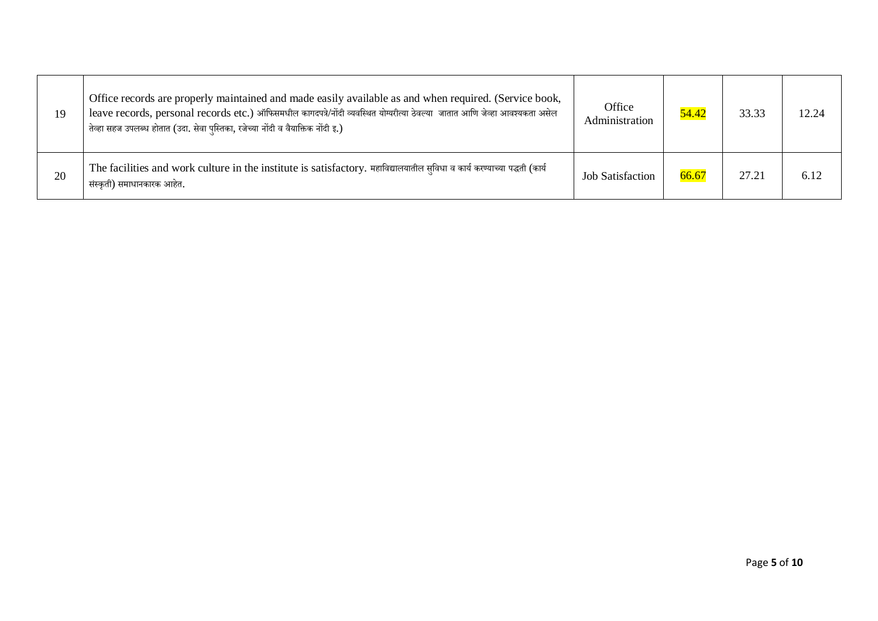| | | | | | |
|---|---|---|---|---|---|
| 19 | Office records are properly maintained and made easily available as and when required. (Service book, leave records, personal records etc.) ऑफिसमधील कागदपत्रे/नोंदी व्यवस्थित योग्यरीत्या ठेवल्या जातात आणि जेव्हा आवश्यकता असेल तेव्हा सहज उपलब्ध होतात (उदा. सेवा पुस्तिका, रजेच्या नोंदी व वैयक्तिक नोंदी इ.) | Office Administration | 54.42 | 33.33 | 12.24 |
| 20 | The facilities and work culture in the institute is satisfactory. महाविद्यालयातील सुविधा व कार्य करण्याच्या पद्धती (कार्य संस्कृती) समाधानकारक आहेत. | Job Satisfaction | 66.67 | 27.21 | 6.12 |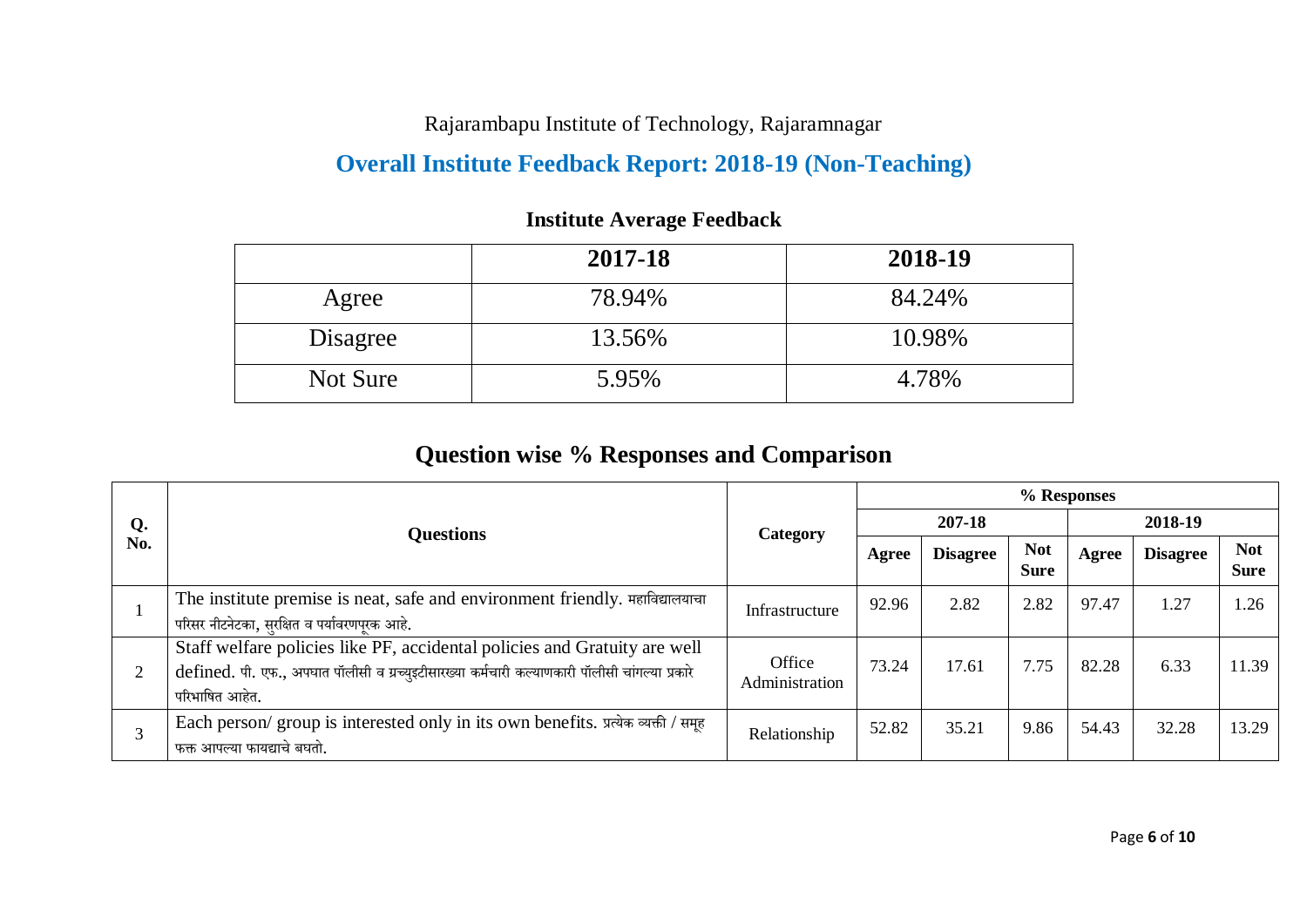Rajarambapu Institute of Technology, Rajaramnagar

# Overall Institute Feedback Report: 2018-19 (Non-Teaching)

## Institute Average Feedback

| | 2017-18 | 2018-19 |
|---|---|---|
| Agree | 78.94% | 84.24% |
| Disagree | 13.56% | 10.98% |
| Not Sure | 5.95% | 4.78% |

## Question wise % Responses and Comparison

| Q. No. | Questions | Category | % Responses | | | | | |
|---|---|---|---|---|---|---|---|---|
| | | | 207-18 | | | 2018-19 | | |
| | | | Agree | Disagree | Not Sure | Agree | Disagree | Not Sure |
| 1 | The institute premise is neat, safe and environment friendly. महाविद्यालयाचा परिसर नीटनेटका, सुरक्षित व पर्यावरणपूरक आहे. | Infrastructure | 92.96 | 2.82 | 2.82 | 97.47 | 1.27 | 1.26 |
| 2 | Staff welfare policies like PF, accidental policies and Gratuity are well defined. पी. एफ., अपघात पॉलीसी व ग्रच्युइटीसारख्या कर्मचारी कल्याणकारी पॉलीसी चांगल्या प्रकारे परिभाषित आहेत. | Office Administration | 73.24 | 17.61 | 7.75 | 82.28 | 6.33 | 11.39 |
| 3 | Each person/ group is interested only in its own benefits. प्रत्येक व्यक्ती / समूह फक्त आपल्या फायद्याचे बघतो. | Relationship | 52.82 | 35.21 | 9.86 | 54.43 | 32.28 | 13.29 |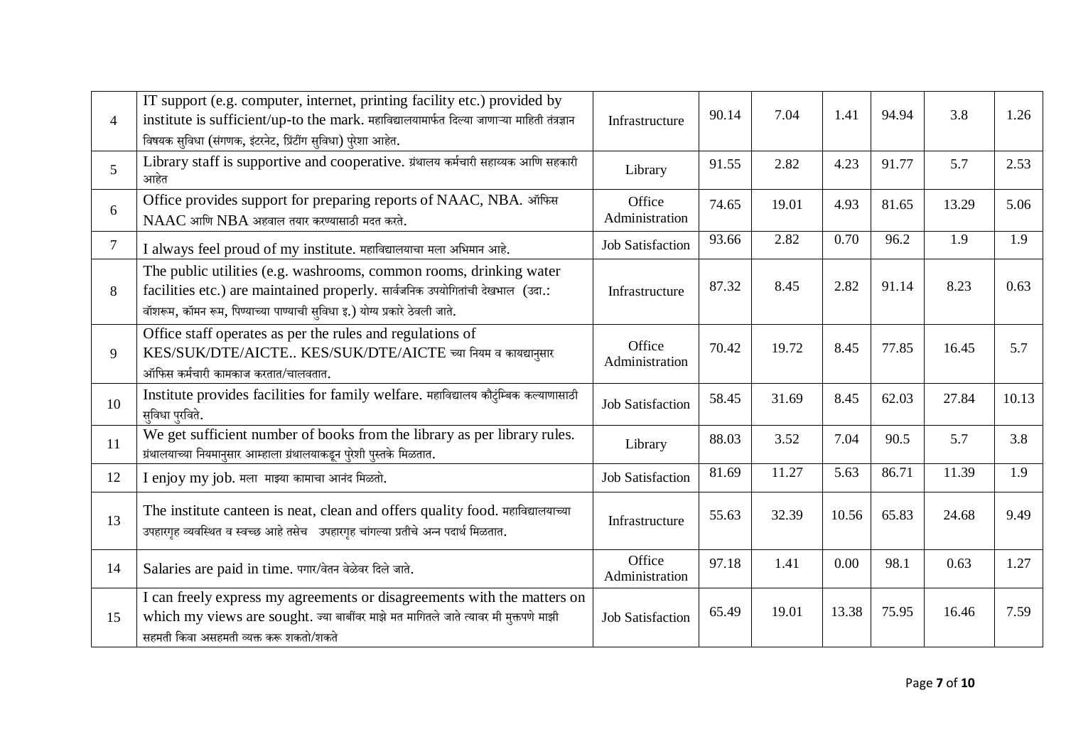| 4 | IT support (e.g. computer, internet, printing facility etc.) provided by institute is sufficient/up-to the mark. महाविद्यालयामार्फत दिल्या जाणाऱ्या माहिती तंत्रज्ञान विषयक सुविधा (संगणक, इंटरनेट, प्रिंटींग सुविधा) पुरेशा आहेत. | Infrastructure | 90.14 | 7.04 | 1.41 | 94.94 | 3.8 | 1.26 |
|---|---|---|---|---|---|---|---|---|
| 5 | Library staff is supportive and cooperative. ग्रंथालय कर्मचारी सहाय्यक आणि सहकारी आहेत | Library | 91.55 | 2.82 | 4.23 | 91.77 | 5.7 | 2.53 |
| 6 | Office provides support for preparing reports of NAAC, NBA. ऑफिस NAAC आणि NBA अहवाल तयार करण्यासाठी मदत करते. | Office Administration | 74.65 | 19.01 | 4.93 | 81.65 | 13.29 | 5.06 |
| 7 | I always feel proud of my institute. महाविद्यालयाचा मला अभिमान आहे. | Job Satisfaction | 93.66 | 2.82 | 0.70 | 96.2 | 1.9 | 1.9 |
| 8 | The public utilities (e.g. washrooms, common rooms, drinking water facilities etc.) are maintained properly. सार्वजनिक उपयोगितांची देखभाल (उदा.: वॉशरूम, कॉमन रूम, पिण्याच्या पाण्याची सुविधा इ.) योग्य प्रकारे ठेवली जाते. | Infrastructure | 87.32 | 8.45 | 2.82 | 91.14 | 8.23 | 0.63 |
| 9 | Office staff operates as per the rules and regulations of KES/SUK/DTE/AICTE.. KES/SUK/DTE/AICTE च्या नियम व कायद्यानुसार ऑफिस कर्मचारी कामकाज करतात/चालवतात. | Office Administration | 70.42 | 19.72 | 8.45 | 77.85 | 16.45 | 5.7 |
| 10 | Institute provides facilities for family welfare. महाविद्यालय कौटुंम्बिक कल्याणासाठी सुविधा पुरविते. | Job Satisfaction | 58.45 | 31.69 | 8.45 | 62.03 | 27.84 | 10.13 |
| 11 | We get sufficient number of books from the library as per library rules. ग्रंथालयाच्या नियमानुसार आम्हाला ग्रंथालयाकडून पुरेशी पुस्तके मिळतात. | Library | 88.03 | 3.52 | 7.04 | 90.5 | 5.7 | 3.8 |
| 12 | I enjoy my job. मला माझ्या कामाचा आनंद मिळतो. | Job Satisfaction | 81.69 | 11.27 | 5.63 | 86.71 | 11.39 | 1.9 |
| 13 | The institute canteen is neat, clean and offers quality food. महाविद्यालयाच्या उपहारगृह व्यवस्थित व स्वच्छ आहे तसेच उपहारगृह चांगल्या प्रतीचे अन्न पदार्थ मिळतात. | Infrastructure | 55.63 | 32.39 | 10.56 | 65.83 | 24.68 | 9.49 |
| 14 | Salaries are paid in time. पगार/वेतन वेळेवर दिले जाते. | Office Administration | 97.18 | 1.41 | 0.00 | 98.1 | 0.63 | 1.27 |
| 15 | I can freely express my agreements or disagreements with the matters on which my views are sought. ज्या बाबींवर माझे मत मागितले जाते त्यावर मी मुक्तपणे माझी सहमती किंवा असहमती व्यक्त करू शकतो/शकते | Job Satisfaction | 65.49 | 19.01 | 13.38 | 75.95 | 16.46 | 7.59 |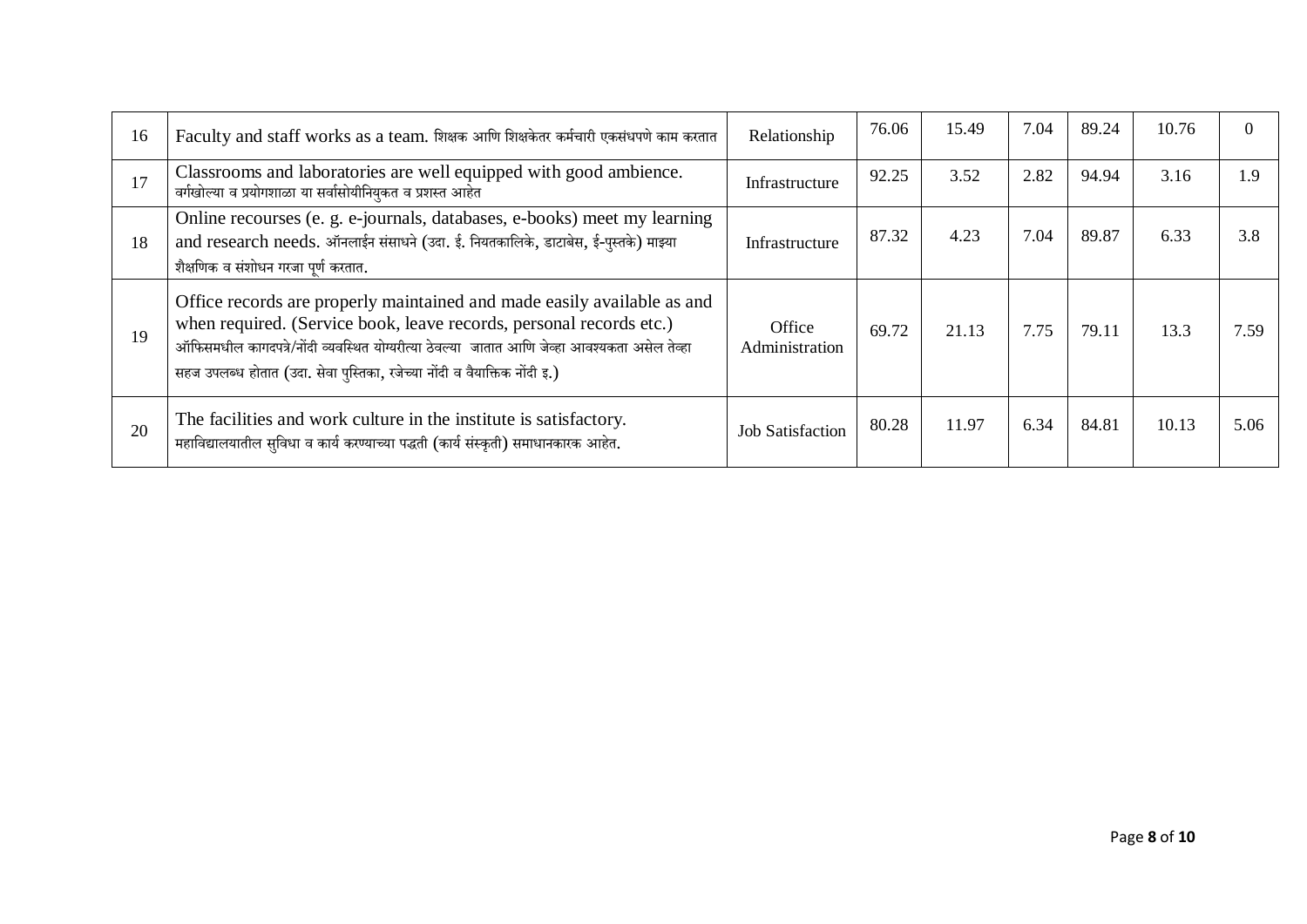| 16 | Faculty and staff works as a team. शिक्षक आणि शिक्षकेतर कर्मचारी एकसंधपणे काम करतात | Relationship | 76.06 | 15.49 | 7.04 | 89.24 | 10.76 | 0 |
|---|---|---|---|---|---|---|---|---|
| 17 | Classrooms and laboratories are well equipped with good ambience. वर्गखोल्या व प्रयोगशाळा या सर्वासोयीनियुक्त व प्रशस्त आहेत | Infrastructure | 92.25 | 3.52 | 2.82 | 94.94 | 3.16 | 1.9 |
| 18 | Online recourses (e. g. e-journals, databases, e-books) meet my learning and research needs. ऑनलाईन संसाधने (उदा. ई. नियतकालिके, डाटाबेस, ई-पुस्तके) माझ्या शैक्षणिक व संशोधन गरजा पूर्ण करतात. | Infrastructure | 87.32 | 4.23 | 7.04 | 89.87 | 6.33 | 3.8 |
| 19 | Office records are properly maintained and made easily available as and when required. (Service book, leave records, personal records etc.) ऑफिसमधील कागदपत्रे/नोंदी व्यवस्थित योग्यरीत्या ठेवल्या जातात आणि जेव्हा आवश्यकता असेल तेव्हा सहज उपलब्ध होतात (उदा. सेवा पुस्तिका, रजेच्या नोंदी व वैयाक्तिक नोंदी इ.) | Office Administration | 69.72 | 21.13 | 7.75 | 79.11 | 13.3 | 7.59 |
| 20 | The facilities and work culture in the institute is satisfactory. महाविद्यालयातील सुविधा व कार्य करण्याच्या पद्धती (कार्य संस्कृती) समाधानकारक आहेत. | Job Satisfaction | 80.28 | 11.97 | 6.34 | 84.81 | 10.13 | 5.06 |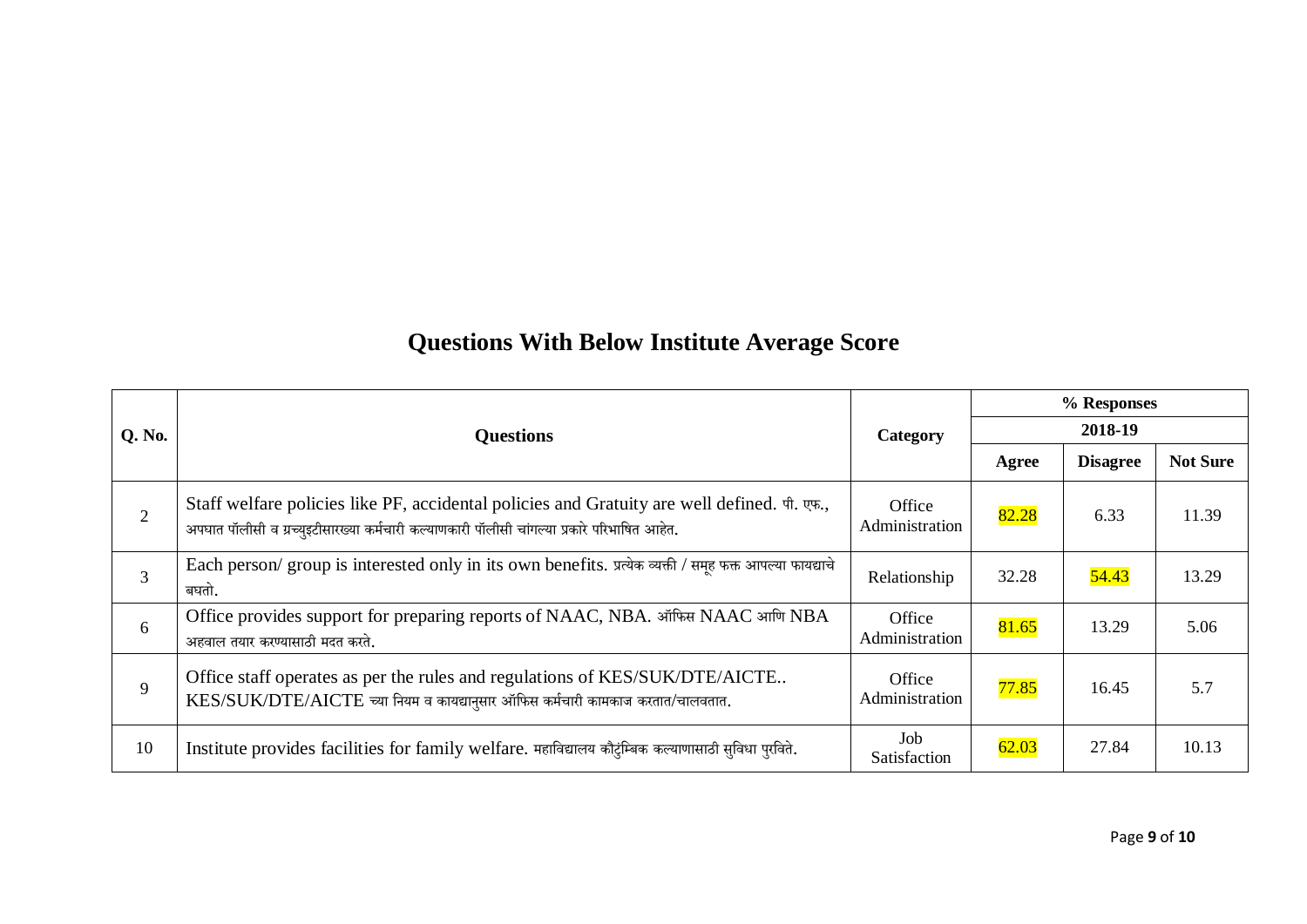## Questions With Below Institute Average Score

| Q. No. | Questions | Category | % Responses | | |
|---|---|---|---|---|---|
| | | | 2018-19 | | |
| | | | Agree | Disagree | Not Sure |
| 2 | Staff welfare policies like PF, accidental policies and Gratuity are well defined. पी. एफ., अपघात पॉलीसी व ग्रच्युइटीसारख्या कर्मचारी कल्याणकारी पॉलीसी चांगल्या प्रकारे परिभाषित आहेत. | Office Administration | 82.28 | 6.33 | 11.39 |
| 3 | Each person/ group is interested only in its own benefits. प्रत्येक व्यक्ती / समूह फक्त आपल्या फायद्याचे बघतो. | Relationship | 32.28 | 54.43 | 13.29 |
| 6 | Office provides support for preparing reports of NAAC, NBA. ऑफिस NAAC आणि NBA अहवाल तयार करण्यासाठी मदत करते. | Office Administration | 81.65 | 13.29 | 5.06 |
| 9 | Office staff operates as per the rules and regulations of KES/SUK/DTE/AICTE.. KES/SUK/DTE/AICTE च्या नियम व कायद्यानुसार ऑफिस कर्मचारी कामकाज करतात/चालवतात. | Office Administration | 77.85 | 16.45 | 5.7 |
| 10 | Institute provides facilities for family welfare. महाविद्यालय कौटुंम्बिक कल्याणासाठी सुविधा पुरविते. | Job Satisfaction | 62.03 | 27.84 | 10.13 |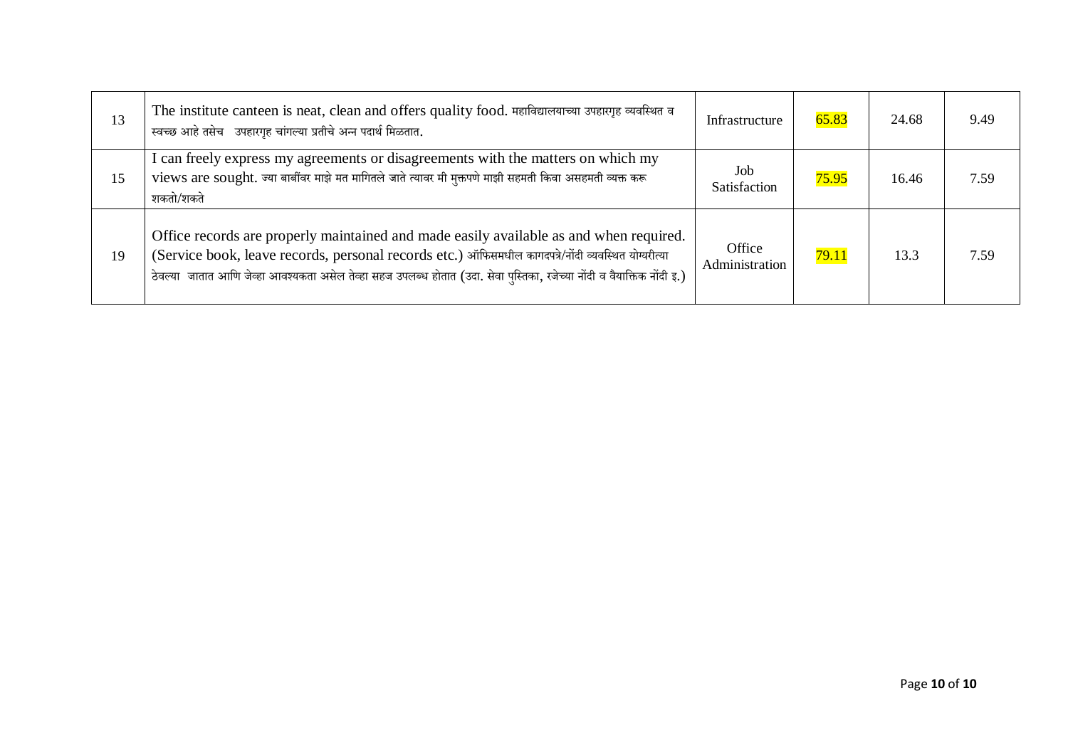| | | | | | |
|---|---|---|---|---|---|
| 13 | The institute canteen is neat, clean and offers quality food. महाविद्यालयाच्या उपहारगृह व्यवस्थित व स्वच्छ आहे तसेच उपहारगृह चांगल्या प्रतीचे अन्न पदार्थ मिळतात. | Infrastructure | 65.83 | 24.68 | 9.49 |
| 15 | I can freely express my agreements or disagreements with the matters on which my views are sought. ज्या बाबींवर माझे मत मागितले जाते त्यावर मी मुक्तपणे माझी सहमती किंवा असहमती व्यक्त करू शकतो/शकते | Job Satisfaction | 75.95 | 16.46 | 7.59 |
| 19 | Office records are properly maintained and made easily available as and when required. (Service book, leave records, personal records etc.) ऑफिसमधील कागदपत्रे/नोंदी व्यवस्थित योग्यरीत्या ठेवल्या जातात आणि जेव्हा आवश्यकता असेल तेव्हा सहज उपलब्ध होतात (उदा. सेवा पुस्तिका, रजेच्या नोंदी व वैयक्तिक नोंदी इ.) | Office Administration | 79.11 | 13.3 | 7.59 |